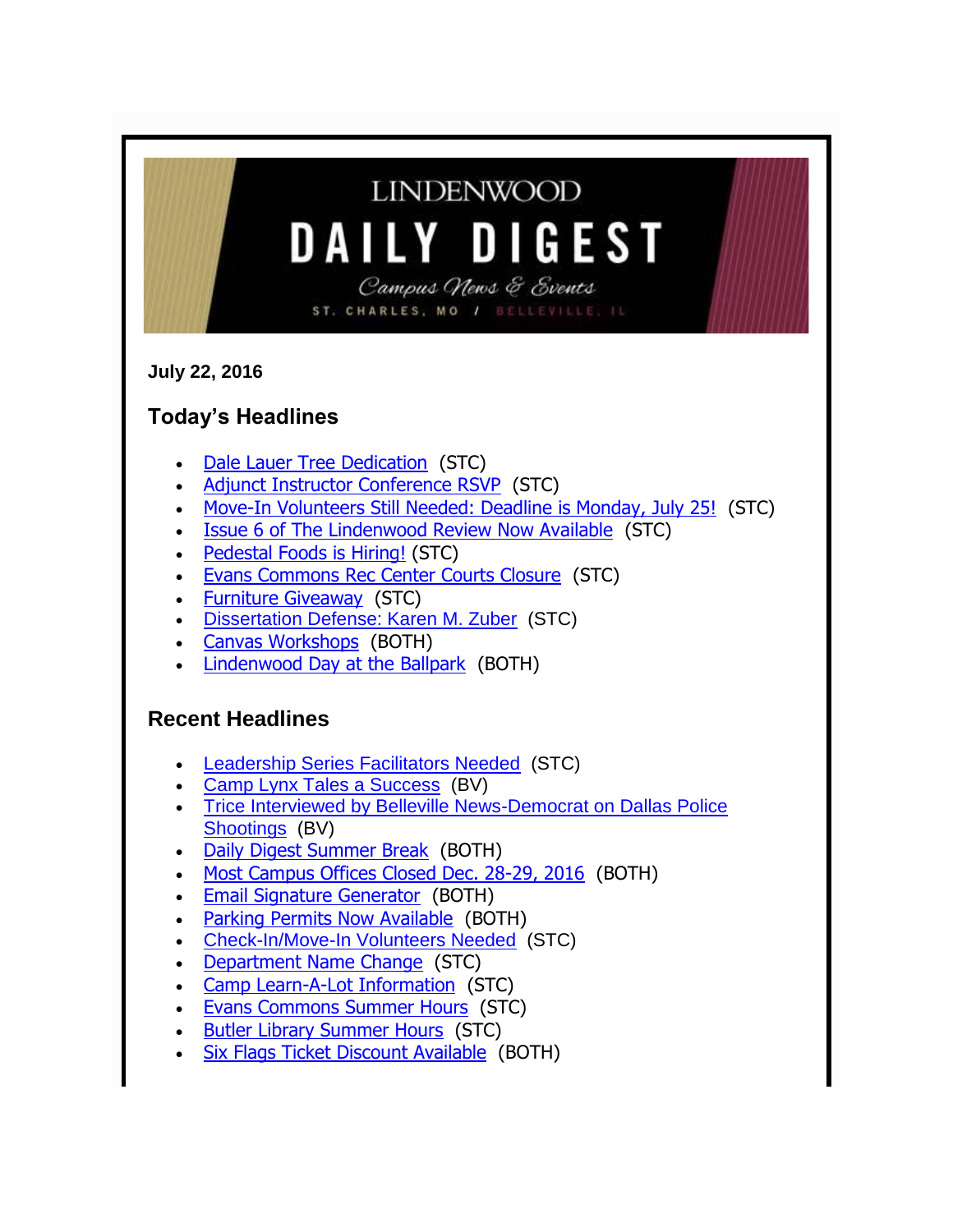# LINDENWOOD DAILY DIGEST

*Campus News & Events*

ST. CHARLES, MO / BELLEVILLE, IL

**July 22, 2016**

## Today's Headlines

- Dale Lauer Tree Dedication (STC)
- Adjunct Instructor Conference RSVP (STC)
- Move-In Volunteers Still Needed: Deadline is Monday, July 25! (STC)
- Issue 6 of The Lindenwood Review Now Available (STC)
- Pedestal Foods is Hiring! (STC)
- Evans Commons Rec Center Courts Closure (STC)
- Furniture Giveaway (STC)
- Dissertation Defense: Karen M. Zuber (STC)
- Canvas Workshops (BOTH)
- Lindenwood Day at the Ballpark (BOTH)

## Recent Headlines

- Leadership Series Facilitators Needed (STC)
- Camp Lynx Tales a Success (BV)
- Trice Interviewed by Belleville News-Democrat on Dallas Police Shootings (BV)
- Daily Digest Summer Break (BOTH)
- Most Campus Offices Closed Dec. 28-29, 2016 (BOTH)
- Email Signature Generator (BOTH)
- Parking Permits Now Available (BOTH)
- Check-In/Move-In Volunteers Needed (STC)
- Department Name Change (STC)
- Camp Learn-A-Lot Information (STC)
- Evans Commons Summer Hours (STC)
- Butler Library Summer Hours (STC)
- Six Flags Ticket Discount Available (BOTH)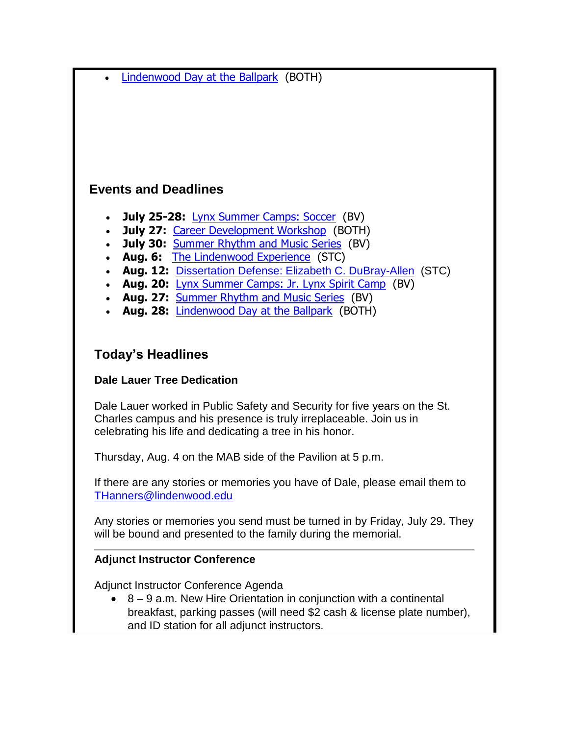- [Lindenwood Day at the Ballpark](#) (BOTH)

## Events and Deadlines

- **July 25-28:** [Lynx Summer Camps: Soccer](#) (BV)
- **July 27:** [Career Development Workshop](#) (BOTH)
- **July 30:** [Summer Rhythm and Music Series](#) (BV)
- **Aug. 6:** [The Lindenwood Experience](#) (STC)
- **Aug. 12:** [Dissertation Defense: Elizabeth C. DuBray-Allen](#) (STC)
- **Aug. 20:** [Lynx Summer Camps: Jr. Lynx Spirit Camp](#) (BV)
- **Aug. 27:** [Summer Rhythm and Music Series](#) (BV)
- **Aug. 28:** [Lindenwood Day at the Ballpark](#) (BOTH)

## Today's Headlines

### Dale Lauer Tree Dedication

Dale Lauer worked in Public Safety and Security for five years on the St. Charles campus and his presence is truly irreplaceable. Join us in celebrating his life and dedicating a tree in his honor.

Thursday, Aug. 4 on the MAB side of the Pavilion at 5 p.m.

If there are any stories or memories you have of Dale, please email them to [THanners@lindenwood.edu](mailto:THanners@lindenwood.edu)

Any stories or memories you send must be turned in by Friday, July 29. They will be bound and presented to the family during the memorial.

---

### Adjunct Instructor Conference

Adjunct Instructor Conference Agenda

- 8 – 9 a.m. New Hire Orientation in conjunction with a continental breakfast, parking passes (will need $2 cash & license plate number), and ID station for all adjunct instructors.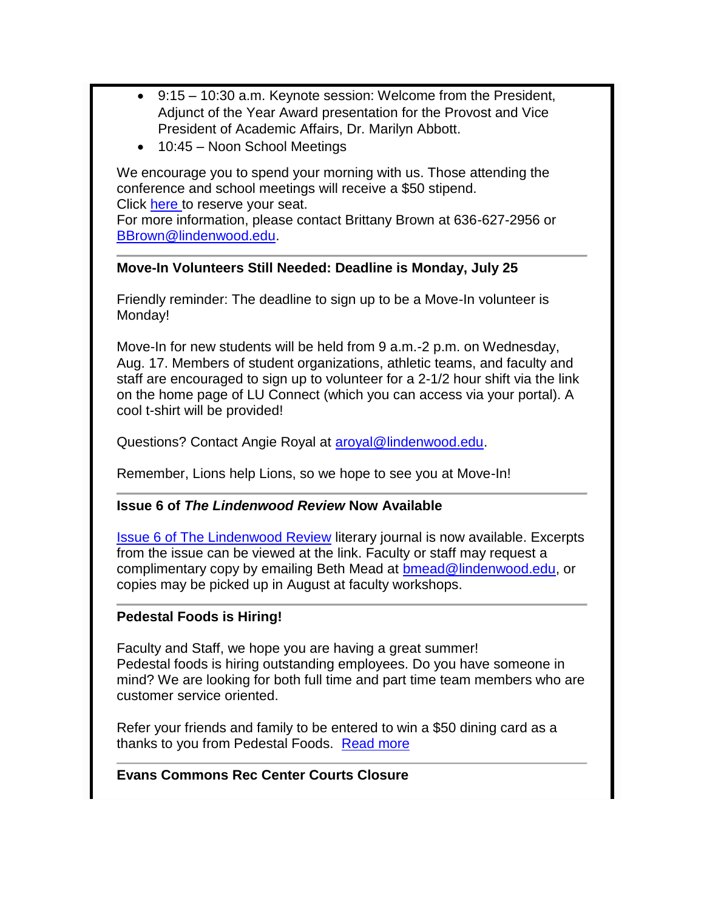- 9:15 – 10:30 a.m. Keynote session: Welcome from the President, Adjunct of the Year Award presentation for the Provost and Vice President of Academic Affairs, Dr. Marilyn Abbott.
- 10:45 – Noon School Meetings

We encourage you to spend your morning with us. Those attending the conference and school meetings will receive a $50 stipend.
Click here to reserve your seat.
For more information, please contact Brittany Brown at 636-627-2956 or BBrown@lindenwood.edu.

---

**Move-In Volunteers Still Needed: Deadline is Monday, July 25**

Friendly reminder: The deadline to sign up to be a Move-In volunteer is Monday!

Move-In for new students will be held from 9 a.m.-2 p.m. on Wednesday, Aug. 17. Members of student organizations, athletic teams, and faculty and staff are encouraged to sign up to volunteer for a 2-1/2 hour shift via the link on the home page of LU Connect (which you can access via your portal). A cool t-shirt will be provided!

Questions? Contact Angie Royal at aroyal@lindenwood.edu.

Remember, Lions help Lions, so we hope to see you at Move-In!

---

**Issue 6 of *The Lindenwood Review* Now Available**

Issue 6 of The Lindenwood Review literary journal is now available. Excerpts from the issue can be viewed at the link. Faculty or staff may request a complimentary copy by emailing Beth Mead at bmead@lindenwood.edu, or copies may be picked up in August at faculty workshops.

---

**Pedestal Foods is Hiring!**

Faculty and Staff, we hope you are having a great summer!
Pedestal foods is hiring outstanding employees. Do you have someone in mind? We are looking for both full time and part time team members who are customer service oriented.

Refer your friends and family to be entered to win a $50 dining card as a thanks to you from Pedestal Foods. Read more

---

**Evans Commons Rec Center Courts Closure**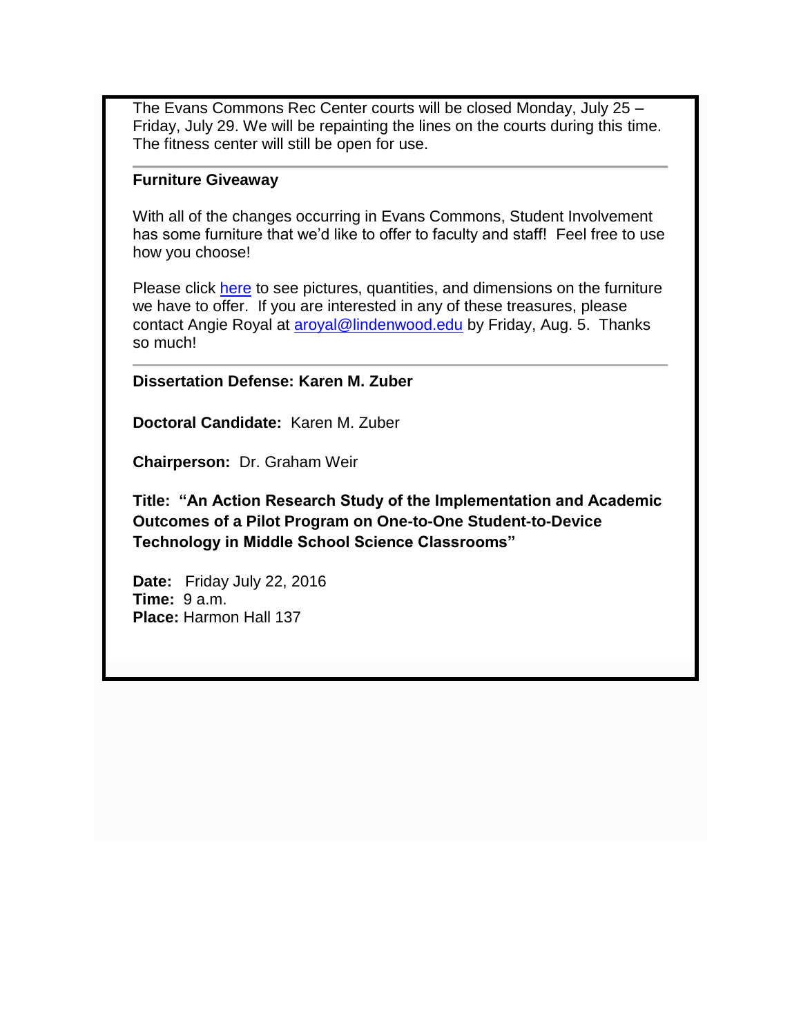The Evans Commons Rec Center courts will be closed Monday, July 25 – Friday, July 29. We will be repainting the lines on the courts during this time. The fitness center will still be open for use.

---

**Furniture Giveaway**

With all of the changes occurring in Evans Commons, Student Involvement has some furniture that we'd like to offer to faculty and staff! Feel free to use how you choose!

Please click here to see pictures, quantities, and dimensions on the furniture we have to offer. If you are interested in any of these treasures, please contact Angie Royal at aroyal@lindenwood.edu by Friday, Aug. 5. Thanks so much!

---

**Dissertation Defense: Karen M. Zuber**

**Doctoral Candidate:** Karen M. Zuber

**Chairperson:** Dr. Graham Weir

**Title: "An Action Research Study of the Implementation and Academic Outcomes of a Pilot Program on One-to-One Student-to-Device Technology in Middle School Science Classrooms"**

**Date:** Friday July 22, 2016
**Time:** 9 a.m.
**Place:** Harmon Hall 137